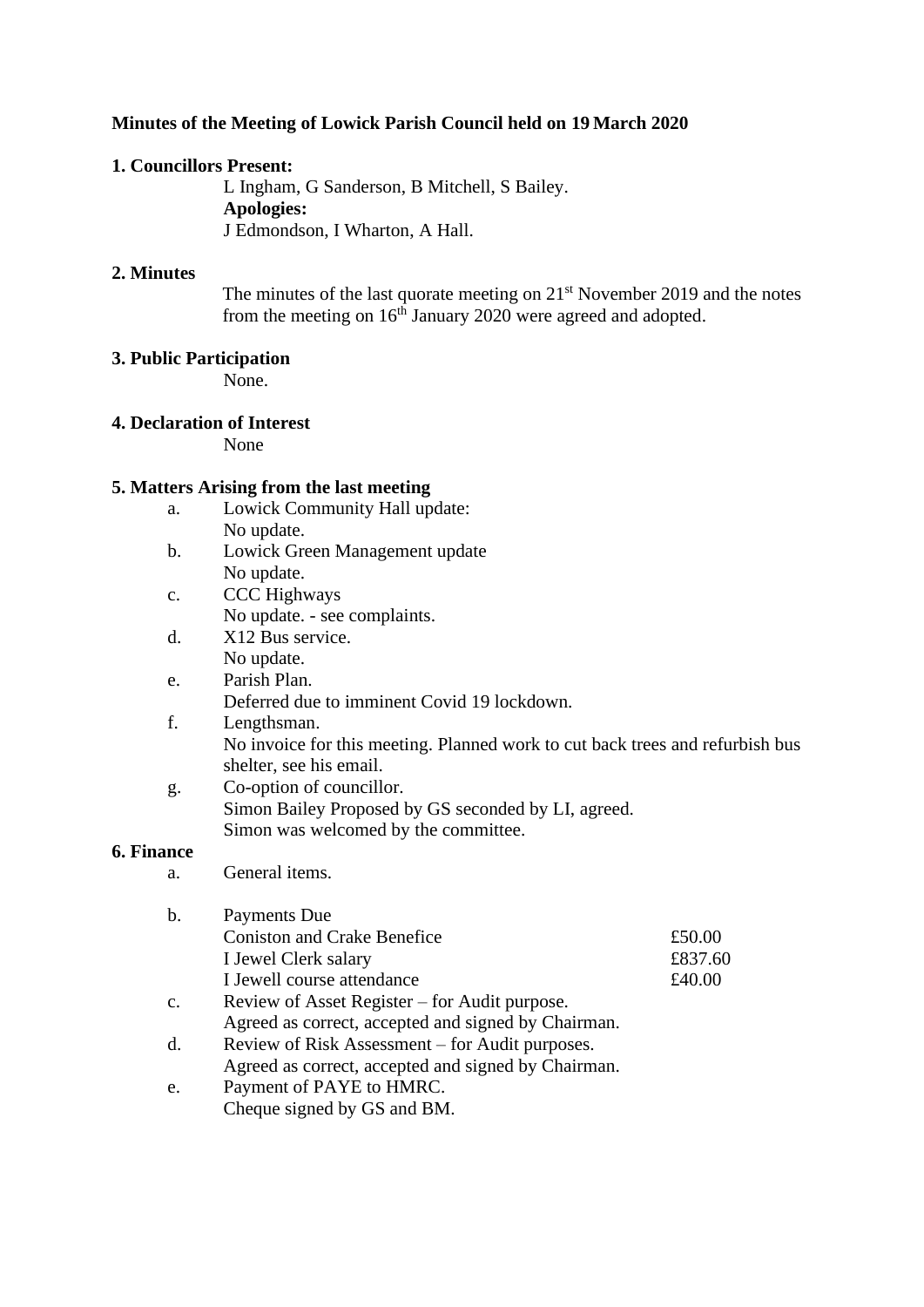**Minutes of the Meeting of Lowick Parish Council held on 19 March 2020**

**1. Councillors Present:**

L Ingham, G Sanderson, B Mitchell, S Bailey.

**Apologies:**

J Edmondson, I Wharton, A Hall.

**2. Minutes**

The minutes of the last quorate meeting on 21st November 2019 and the notes from the meeting on 16th January 2020 were agreed and adopted.

**3. Public Participation**

None.

**4. Declaration of Interest**

None

**5. Matters Arising from the last meeting**

a. Lowick Community Hall update:
   No update.

b. Lowick Green Management update
   No update.

c. CCC Highways
   No update. - see complaints.

d. X12 Bus service.
   No update.

e. Parish Plan.
   Deferred due to imminent Covid 19 lockdown.

f. Lengthsman.
   No invoice for this meeting. Planned work to cut back trees and refurbish bus shelter, see his email.

g. Co-option of councillor.
   Simon Bailey Proposed by GS seconded by LI, agreed.
   Simon was welcomed by the committee.

**6. Finance**

a. General items.

b. Payments Due

| | |
|---|---|
| Coniston and Crake Benefice | £50.00 |
| I Jewel Clerk salary | £837.60 |
| I Jewell course attendance | £40.00 |

c. Review of Asset Register – for Audit purpose.
   Agreed as correct, accepted and signed by Chairman.

d. Review of Risk Assessment – for Audit purposes.
   Agreed as correct, accepted and signed by Chairman.

e. Payment of PAYE to HMRC.
   Cheque signed by GS and BM.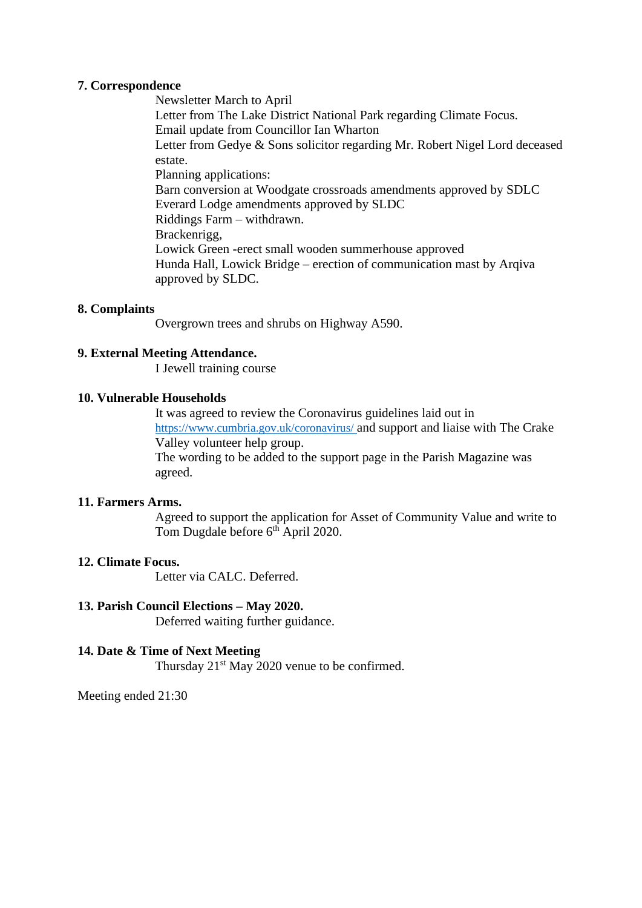**7. Correspondence**

Newsletter March to April
Letter from The Lake District National Park regarding Climate Focus.
Email update from Councillor Ian Wharton
Letter from Gedye & Sons solicitor regarding Mr. Robert Nigel Lord deceased estate.
Planning applications:
Barn conversion at Woodgate crossroads amendments approved by SDLC
Everard Lodge amendments approved by SLDC
Riddings Farm – withdrawn.
Brackenrigg,
Lowick Green -erect small wooden summerhouse approved
Hunda Hall, Lowick Bridge – erection of communication mast by Arqiva approved by SLDC.

**8. Complaints**

Overgrown trees and shrubs on Highway A590.

**9. External Meeting Attendance.**

I Jewell training course

**10. Vulnerable Households**

It was agreed to review the Coronavirus guidelines laid out in https://www.cumbria.gov.uk/coronavirus/ and support and liaise with The Crake Valley volunteer help group.
The wording to be added to the support page in the Parish Magazine was agreed.

**11. Farmers Arms.**

Agreed to support the application for Asset of Community Value and write to Tom Dugdale before 6th April 2020.

**12. Climate Focus.**

Letter via CALC. Deferred.

**13. Parish Council Elections – May 2020.**

Deferred waiting further guidance.

**14. Date & Time of Next Meeting**

Thursday 21st May 2020 venue to be confirmed.

Meeting ended 21:30